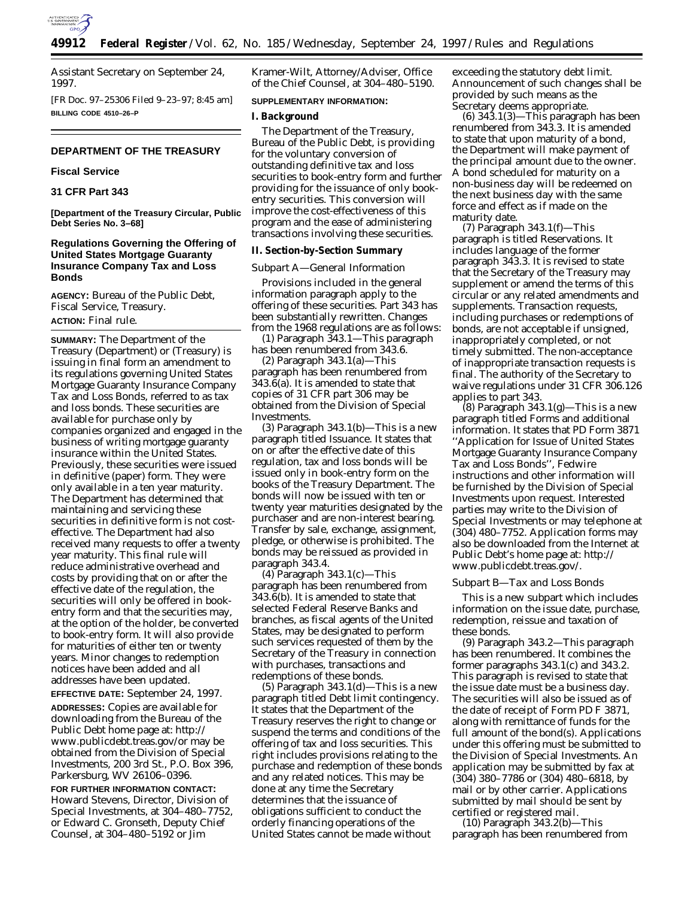Assistant Secretary on September 24, 1997.

[FR Doc. 97–25306 Filed 9–23–97; 8:45 am]

**BILLING CODE 4510–26–P**

## DEPARTMENT OF THE TREASURY

### Fiscal Service

### 31 CFR Part 343

**[Department of the Treasury Circular, Public Debt Series No. 3–68]**

## Regulations Governing the Offering of United States Mortgage Guaranty Insurance Company Tax and Loss Bonds

**AGENCY:** Bureau of the Public Debt, Fiscal Service, Treasury.

**ACTION:** Final rule.

**SUMMARY:** The Department of the Treasury (Department) or (Treasury) is issuing in final form an amendment to its regulations governing United States Mortgage Guaranty Insurance Company Tax and Loss Bonds, referred to as tax and loss bonds. These securities are available for purchase only by companies organized and engaged in the business of writing mortgage guaranty insurance within the United States. Previously, these securities were issued in definitive (paper) form. They were only available in a ten year maturity. The Department has determined that maintaining and servicing these securities in definitive form is not cost-effective. The Department had also received many requests to offer a twenty year maturity. This final rule will reduce administrative overhead and costs by providing that on or after the effective date of the regulation, the securities will only be offered in book-entry form and that the securities may, at the option of the holder, be converted to book-entry form. It will also provide for maturities of either ten or twenty years. Minor changes to redemption notices have been added and all addresses have been updated.

**EFFECTIVE DATE:** September 24, 1997.

**ADDRESSES:** Copies are available for downloading from the Bureau of the Public Debt home page at: http://www.publicdebt.treas.gov/or may be obtained from the Division of Special Investments, 200 3rd St., P.O. Box 396, Parkersburg, WV 26106–0396.

**FOR FURTHER INFORMATION CONTACT:** Howard Stevens, Director, Division of Special Investments, at 304–480–7752, or Edward C. Gronseth, Deputy Chief Counsel, at 304–480–5192 or Jim Kramer-Wilt, Attorney/Adviser, Office of the Chief Counsel, at 304–480–5190.

**SUPPLEMENTARY INFORMATION:**

### I. Background

The Department of the Treasury, Bureau of the Public Debt, is providing for the voluntary conversion of outstanding definitive tax and loss securities to book-entry form and further providing for the issuance of only book-entry securities. This conversion will improve the cost-effectiveness of this program and the ease of administering transactions involving these securities.

### II. Section-by-Section Summary

*Subpart A—General Information*

Provisions included in the general information paragraph apply to the offering of these securities. Part 343 has been substantially rewritten. Changes from the 1968 regulations are as follows:

(1) Paragraph 343.1—This paragraph has been renumbered from 343.6.

(2) Paragraph 343.1(a)—This paragraph has been renumbered from 343.6(a). It is amended to state that copies of 31 CFR part 306 may be obtained from the Division of Special Investments.

(3) Paragraph 343.1(b)—This is a new paragraph titled Issuance. It states that on or after the effective date of this regulation, tax and loss bonds will be issued only in book-entry form on the books of the Treasury Department. The bonds will now be issued with ten or twenty year maturities designated by the purchaser and are non-interest bearing. Transfer by sale, exchange, assignment, pledge, or otherwise is prohibited. The bonds may be reissued as provided in paragraph 343.4.

(4) Paragraph 343.1(c)—This paragraph has been renumbered from 343.6(b). It is amended to state that selected Federal Reserve Banks and branches, as fiscal agents of the United States, may be designated to perform such services requested of them by the Secretary of the Treasury in connection with purchases, transactions and redemptions of these bonds.

(5) Paragraph 343.1(d)—This is a new paragraph titled Debt limit contingency. It states that the Department of the Treasury reserves the right to change or suspend the terms and conditions of the offering of tax and loss securities. This right includes provisions relating to the purchase and redemption of these bonds and any related notices. This may be done at any time the Secretary determines that the issuance of obligations sufficient to conduct the orderly financing operations of the United States cannot be made without exceeding the statutory debt limit. Announcement of such changes shall be provided by such means as the Secretary deems appropriate.

(6) 343.1(3)—This paragraph has been renumbered from 343.3. It is amended to state that upon maturity of a bond, the Department will make payment of the principal amount due to the owner. A bond scheduled for maturity on a non-business day will be redeemed on the next business day with the same force and effect as if made on the maturity date.

(7) Paragraph 343.1(f)—This paragraph is titled Reservations. It includes language of the former paragraph 343.3. It is revised to state that the Secretary of the Treasury may supplement or amend the terms of this circular or any related amendments and supplements. Transaction requests, including purchases or redemptions of bonds, are not acceptable if unsigned, inappropriately completed, or not timely submitted. The non-acceptance of inappropriate transaction requests is final. The authority of the Secretary to waive regulations under 31 CFR 306.126 applies to part 343.

(8) Paragraph 343.1(g)—This is a new paragraph titled Forms and additional information. It states that PD Form 3871 ''Application for Issue of United States Mortgage Guaranty Insurance Company Tax and Loss Bonds'', Fedwire instructions and other information will be furnished by the Division of Special Investments upon request. Interested parties may write to the Division of Special Investments or may telephone at (304) 480–7752. Application forms may also be downloaded from the Internet at Public Debt's home page at: http://www.publicdebt.treas.gov/.

*Subpart B—Tax and Loss Bonds*

This is a new subpart which includes information on the issue date, purchase, redemption, reissue and taxation of these bonds.

(9) Paragraph 343.2—This paragraph has been renumbered. It combines the former paragraphs 343.1(c) and 343.2. This paragraph is revised to state that the issue date must be a business day. The securities will also be issued as of the date of receipt of Form PD F 3871, along with remittance of funds for the full amount of the bond(s). Applications under this offering must be submitted to the Division of Special Investments. An application may be submitted by fax at (304) 380–7786 or (304) 480–6818, by mail or by other carrier. Applications submitted by mail should be sent by certified or registered mail.

(10) Paragraph 343.2(b)—This paragraph has been renumbered from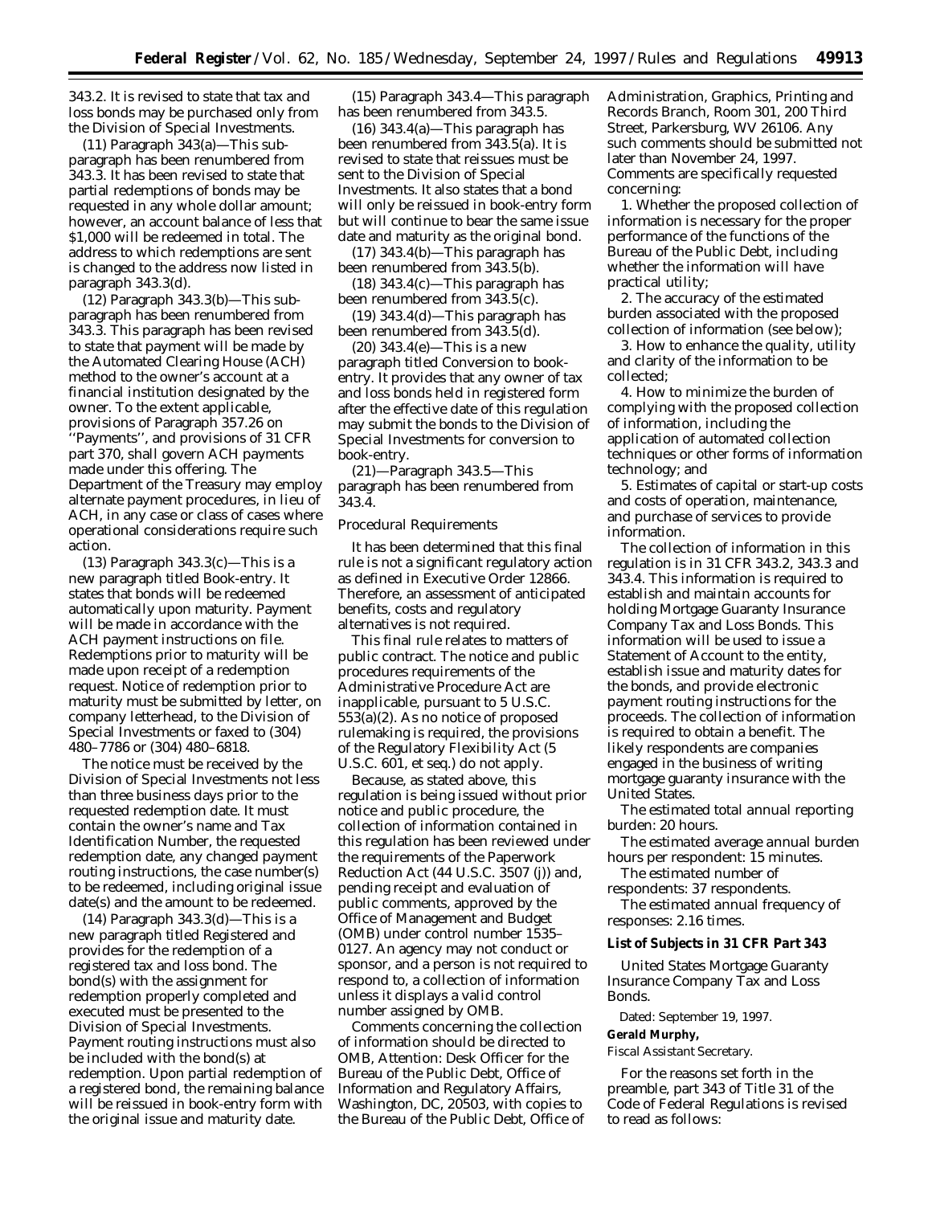343.2. It is revised to state that tax and loss bonds may be purchased only from the Division of Special Investments.

(11) Paragraph 343(a)—This sub-paragraph has been renumbered from 343.3. It has been revised to state that partial redemptions of bonds may be requested in any whole dollar amount; however, an account balance of less that $1,000 will be redeemed in total. The address to which redemptions are sent is changed to the address now listed in paragraph 343.3(d).

(12) Paragraph 343.3(b)—This sub-paragraph has been renumbered from 343.3. This paragraph has been revised to state that payment will be made by the Automated Clearing House (ACH) method to the owner's account at a financial institution designated by the owner. To the extent applicable, provisions of Paragraph 357.26 on ''Payments'', and provisions of 31 CFR part 370, shall govern ACH payments made under this offering. The Department of the Treasury may employ alternate payment procedures, in lieu of ACH, in any case or class of cases where operational considerations require such action.

(13) Paragraph 343.3(c)—This is a new paragraph titled Book-entry. It states that bonds will be redeemed automatically upon maturity. Payment will be made in accordance with the ACH payment instructions on file. Redemptions prior to maturity will be made upon receipt of a redemption request. Notice of redemption prior to maturity must be submitted by letter, on company letterhead, to the Division of Special Investments or faxed to (304) 480–7786 or (304) 480–6818.

The notice must be received by the Division of Special Investments not less than three business days prior to the requested redemption date. It must contain the owner's name and Tax Identification Number, the requested redemption date, any changed payment routing instructions, the case number(s) to be redeemed, including original issue date(s) and the amount to be redeemed.

(14) Paragraph 343.3(d)—This is a new paragraph titled Registered and provides for the redemption of a registered tax and loss bond. The bond(s) with the assignment for redemption properly completed and executed must be presented to the Division of Special Investments. Payment routing instructions must also be included with the bond(s) at redemption. Upon partial redemption of a registered bond, the remaining balance will be reissued in book-entry form with the original issue and maturity date.

(15) Paragraph 343.4—This paragraph has been renumbered from 343.5.

(16) 343.4(a)—This paragraph has been renumbered from 343.5(a). It is revised to state that reissues must be sent to the Division of Special Investments. It also states that a bond will only be reissued in book-entry form but will continue to bear the same issue date and maturity as the original bond.

(17) 343.4(b)—This paragraph has been renumbered from 343.5(b).

(18) 343.4(c)—This paragraph has been renumbered from 343.5(c).

(19) 343.4(d)—This paragraph has been renumbered from 343.5(d).

(20) 343.4(e)—This is a new paragraph titled Conversion to book-entry. It provides that any owner of tax and loss bonds held in registered form after the effective date of this regulation may submit the bonds to the Division of Special Investments for conversion to book-entry.

(21)—Paragraph 343.5—This paragraph has been renumbered from 343.4.

*Procedural Requirements*

It has been determined that this final rule is not a significant regulatory action as defined in Executive Order 12866. Therefore, an assessment of anticipated benefits, costs and regulatory alternatives is not required.

This final rule relates to matters of public contract. The notice and public procedures requirements of the Administrative Procedure Act are inapplicable, pursuant to 5 U.S.C. 553(a)(2). As no notice of proposed rulemaking is required, the provisions of the Regulatory Flexibility Act (5 U.S.C. 601, et seq.) do not apply.

Because, as stated above, this regulation is being issued without prior notice and public procedure, the collection of information contained in this regulation has been reviewed under the requirements of the Paperwork Reduction Act (44 U.S.C. 3507 (j)) and, pending receipt and evaluation of public comments, approved by the Office of Management and Budget (OMB) under control number 1535–0127. An agency may not conduct or sponsor, and a person is not required to respond to, a collection of information unless it displays a valid control number assigned by OMB.

Comments concerning the collection of information should be directed to OMB, Attention: Desk Officer for the Bureau of the Public Debt, Office of Information and Regulatory Affairs, Washington, DC, 20503, with copies to the Bureau of the Public Debt, Office of Administration, Graphics, Printing and Records Branch, Room 301, 200 Third Street, Parkersburg, WV 26106. Any such comments should be submitted not later than November 24, 1997. Comments are specifically requested concerning:

1. Whether the proposed collection of information is necessary for the proper performance of the functions of the Bureau of the Public Debt, including whether the information will have practical utility;

2. The accuracy of the estimated burden associated with the proposed collection of information (see below);

3. How to enhance the quality, utility and clarity of the information to be collected;

4. How to minimize the burden of complying with the proposed collection of information, including the application of automated collection techniques or other forms of information technology; and

5. Estimates of capital or start-up costs and costs of operation, maintenance, and purchase of services to provide information.

The collection of information in this regulation is in 31 CFR 343.2, 343.3 and 343.4. This information is required to establish and maintain accounts for holding Mortgage Guaranty Insurance Company Tax and Loss Bonds. This information will be used to issue a Statement of Account to the entity, establish issue and maturity dates for the bonds, and provide electronic payment routing instructions for the proceeds. The collection of information is required to obtain a benefit. The likely respondents are companies engaged in the business of writing mortgage guaranty insurance with the United States.

*The estimated total annual reporting burden:* 20 hours.

*The estimated average annual burden hours per respondent:* 15 minutes.

*The estimated number of respondents:* 37 respondents.

*The estimated annual frequency of responses:* 2.16 times.

**List of Subjects in 31 CFR Part 343**

United States Mortgage Guaranty Insurance Company Tax and Loss Bonds.

Dated: September 19, 1997.

**Gerald Murphy,**

*Fiscal Assistant Secretary.*

For the reasons set forth in the preamble, part 343 of Title 31 of the Code of Federal Regulations is revised to read as follows: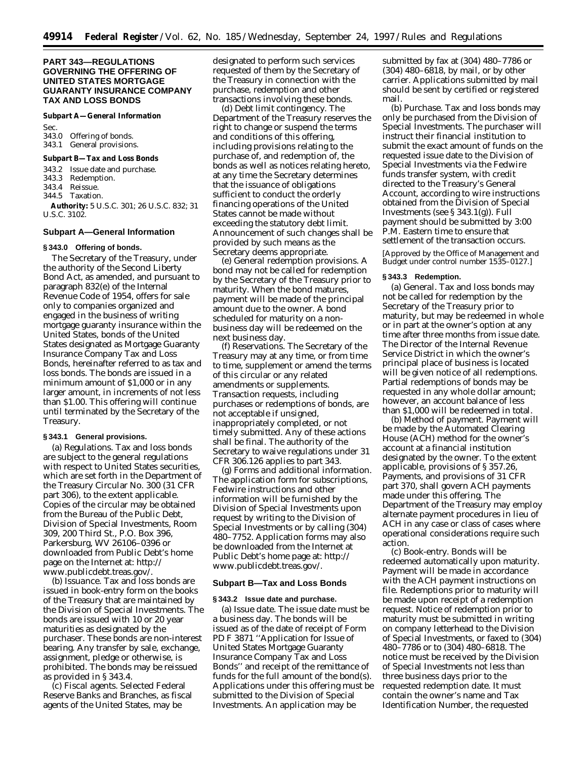## PART 343—REGULATIONS GOVERNING THE OFFERING OF UNITED STATES MORTGAGE GUARANTY INSURANCE COMPANY TAX AND LOSS BONDS

### Subpart A—General Information

Sec.
343.0 Offering of bonds.
343.1 General provisions.

### Subpart B—Tax and Loss Bonds

343.2 Issue date and purchase.
343.3 Redemption.
343.4 Reissue.
344.5 Taxation.

**Authority:** 5 U.S.C. 301; 26 U.S.C. 832; 31 U.S.C. 3102.

### Subpart A—General Information

#### § 343.0 Offering of bonds.

The Secretary of the Treasury, under the authority of the Second Liberty Bond Act, as amended, and pursuant to paragraph 832(e) of the Internal Revenue Code of 1954, offers for sale only to companies organized and engaged in the business of writing mortgage guaranty insurance within the United States, bonds of the United States designated as Mortgage Guaranty Insurance Company Tax and Loss Bonds, hereinafter referred to as tax and loss bonds. The bonds are issued in a minimum amount of $1,000 or in any larger amount, in increments of not less than $1.00. This offering will continue until terminated by the Secretary of the Treasury.

#### § 343.1 General provisions.

(a) *Regulations.* Tax and loss bonds are subject to the general regulations with respect to United States securities, which are set forth in the Department of the Treasury Circular No. 300 (31 CFR part 306), to the extent applicable. Copies of the circular may be obtained from the Bureau of the Public Debt, Division of Special Investments, Room 309, 200 Third St., P.O. Box 396, Parkersburg, WV 26106–0396 or downloaded from Public Debt's home page on the Internet at: http://www.publicdebt.treas.gov/.

(b) *Issuance.* Tax and loss bonds are issued in book-entry form on the books of the Treasury that are maintained by the Division of Special Investments. The bonds are issued with 10 or 20 year maturities as designated by the purchaser. These bonds are non-interest bearing. Any transfer by sale, exchange, assignment, pledge or otherwise, is prohibited. The bonds may be reissued as provided in § 343.4.

(c) *Fiscal agents.* Selected Federal Reserve Banks and Branches, as fiscal agents of the United States, may be designated to perform such services requested of them by the Secretary of the Treasury in connection with the purchase, redemption and other transactions involving these bonds.

(d) *Debt limit contingency.* The Department of the Treasury reserves the right to change or suspend the terms and conditions of this offering, including provisions relating to the purchase of, and redemption of, the bonds as well as notices relating hereto, at any time the Secretary determines that the issuance of obligations sufficient to conduct the orderly financing operations of the United States cannot be made without exceeding the statutory debt limit. Announcement of such changes shall be provided by such means as the Secretary deems appropriate.

(e) *General redemption provisions.* A bond may not be called for redemption by the Secretary of the Treasury prior to maturity. When the bond matures, payment will be made of the principal amount due to the owner. A bond scheduled for maturity on a non-business day will be redeemed on the next business day.

(f) *Reservations.* The Secretary of the Treasury may at any time, or from time to time, supplement or amend the terms of this circular or any related amendments or supplements. Transaction requests, including purchases or redemptions of bonds, are not acceptable if unsigned, inappropriately completed, or not timely submitted. Any of these actions shall be final. The authority of the Secretary to waive regulations under 31 CFR 306.126 applies to part 343.

(g) *Forms and additional information.* The application form for subscriptions, Fedwire instructions and other information will be furnished by the Division of Special Investments upon request by writing to the Division of Special Investments or by calling (304) 480–7752. Application forms may also be downloaded from the Internet at Public Debt's home page at: http://www.publicdebt.treas.gov/.

### Subpart B—Tax and Loss Bonds

#### § 343.2 Issue date and purchase.

(a) *Issue date.* The issue date must be a business day. The bonds will be issued as of the date of receipt of Form PD F 3871 ''Application for Issue of United States Mortgage Guaranty Insurance Company Tax and Loss Bonds'' and receipt of the remittance of funds for the full amount of the bond(s). Applications under this offering must be submitted to the Division of Special Investments. An application may be submitted by fax at (304) 480–7786 or (304) 480–6818, by mail, or by other carrier. Applications submitted by mail should be sent by certified or registered mail.

(b) *Purchase.* Tax and loss bonds may only be purchased from the Division of Special Investments. The purchaser will instruct their financial institution to submit the exact amount of funds on the requested issue date to the Division of Special Investments via the Fedwire funds transfer system, with credit directed to the Treasury's General Account, according to wire instructions obtained from the Division of Special Investments (see § 343.1(g)). Full payment should be submitted by 3:00 P.M. Eastern time to ensure that settlement of the transaction occurs.

[Approved by the Office of Management and Budget under control number 1535–0127.]

#### § 343.3 Redemption.

(a) *General.* Tax and loss bonds may not be called for redemption by the Secretary of the Treasury prior to maturity, but may be redeemed in whole or in part at the owner's option at any time after three months from issue date. The Director of the Internal Revenue Service District in which the owner's principal place of business is located will be given notice of all redemptions. Partial redemptions of bonds may be requested in any whole dollar amount; however, an account balance of less than $1,000 will be redeemed in total.

(b) *Method of payment.* Payment will be made by the Automated Clearing House (ACH) method for the owner's account at a financial institution designated by the owner. To the extent applicable, provisions of § 357.26, Payments, and provisions of 31 CFR part 370, shall govern ACH payments made under this offering. The Department of the Treasury may employ alternate payment procedures in lieu of ACH in any case or class of cases where operational considerations require such action.

(c) *Book-entry.* Bonds will be redeemed automatically upon maturity. Payment will be made in accordance with the ACH payment instructions on file. Redemptions prior to maturity will be made upon receipt of a redemption request. Notice of redemption prior to maturity must be submitted in writing on company letterhead to the Division of Special Investments, or faxed to (304) 480–7786 or to (304) 480–6818. The notice must be received by the Division of Special Investments not less than three business days prior to the requested redemption date. It must contain the owner's name and Tax Identification Number, the requested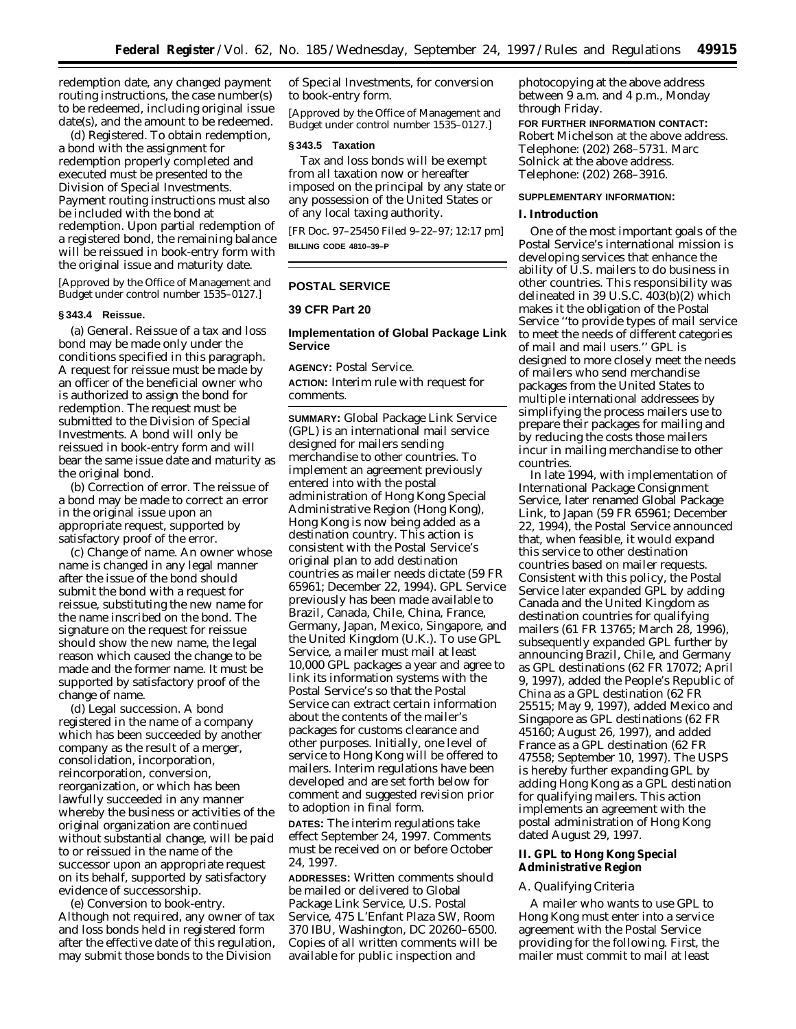redemption date, any changed payment routing instructions, the case number(s) to be redeemed, including original issue date(s), and the amount to be redeemed.

(d) *Registered.* To obtain redemption, a bond with the assignment for redemption properly completed and executed must be presented to the Division of Special Investments. Payment routing instructions must also be included with the bond at redemption. Upon partial redemption of a registered bond, the remaining balance will be reissued in book-entry form with the original issue and maturity date.

[Approved by the Office of Management and Budget under control number 1535–0127.]

### § 343.4 Reissue.

(a) *General.* Reissue of a tax and loss bond may be made only under the conditions specified in this paragraph. A request for reissue must be made by an officer of the beneficial owner who is authorized to assign the bond for redemption. The request must be submitted to the Division of Special Investments. A bond will only be reissued in book-entry form and will bear the same issue date and maturity as the original bond.

(b) *Correction of error.* The reissue of a bond may be made to correct an error in the original issue upon an appropriate request, supported by satisfactory proof of the error.

(c) *Change of name.* An owner whose name is changed in any legal manner after the issue of the bond should submit the bond with a request for reissue, substituting the new name for the name inscribed on the bond. The signature on the request for reissue should show the new name, the legal reason which caused the change to be made and the former name. It must be supported by satisfactory proof of the change of name.

(d) *Legal succession.* A bond registered in the name of a company which has been succeeded by another company as the result of a merger, consolidation, incorporation, reincorporation, conversion, reorganization, or which has been lawfully succeeded in any manner whereby the business or activities of the original organization are continued without substantial change, will be paid to or reissued in the name of the successor upon an appropriate request on its behalf, supported by satisfactory evidence of successorship.

(e) *Conversion to book-entry.* Although not required, any owner of tax and loss bonds held in registered form after the effective date of this regulation, may submit those bonds to the Division of Special Investments, for conversion to book-entry form.

[Approved by the Office of Management and Budget under control number 1535–0127.]

### § 343.5 Taxation

Tax and loss bonds will be exempt from all taxation now or hereafter imposed on the principal by any state or any possession of the United States or of any local taxing authority.

[FR Doc. 97–25450 Filed 9–22–97; 12:17 pm]

**BILLING CODE 4810–39–P**

## POSTAL SERVICE

## 39 CFR Part 20

## Implementation of Global Package Link Service

**AGENCY:** Postal Service.

**ACTION:** Interim rule with request for comments.

**SUMMARY:** Global Package Link Service (GPL) is an international mail service designed for mailers sending merchandise to other countries. To implement an agreement previously entered into with the postal administration of Hong Kong Special Administrative Region (Hong Kong), Hong Kong is now being added as a destination country. This action is consistent with the Postal Service's original plan to add destination countries as mailer needs dictate (59 FR 65961; December 22, 1994). GPL Service previously has been made available to Brazil, Canada, Chile, China, France, Germany, Japan, Mexico, Singapore, and the United Kingdom (U.K.). To use GPL Service, a mailer must mail at least 10,000 GPL packages a year and agree to link its information systems with the Postal Service's so that the Postal Service can extract certain information about the contents of the mailer's packages for customs clearance and other purposes. Initially, one level of service to Hong Kong will be offered to mailers. Interim regulations have been developed and are set forth below for comment and suggested revision prior to adoption in final form.

**DATES:** The interim regulations take effect September 24, 1997. Comments must be received on or before October 24, 1997.

**ADDRESSES:** Written comments should be mailed or delivered to Global Package Link Service, U.S. Postal Service, 475 L'Enfant Plaza SW, Room 370 IBU, Washington, DC 20260–6500. Copies of all written comments will be available for public inspection and photocopying at the above address between 9 a.m. and 4 p.m., Monday through Friday.

**FOR FURTHER INFORMATION CONTACT:** Robert Michelson at the above address. Telephone: (202) 268–5731. Marc Solnick at the above address. Telephone: (202) 268–3916.

**SUPPLEMENTARY INFORMATION:**

### I. Introduction

One of the most important goals of the Postal Service's international mission is developing services that enhance the ability of U.S. mailers to do business in other countries. This responsibility was delineated in 39 U.S.C. 403(b)(2) which makes it the obligation of the Postal Service ''to provide types of mail service to meet the needs of different categories of mail and mail users.'' GPL is designed to more closely meet the needs of mailers who send merchandise packages from the United States to multiple international addressees by simplifying the process mailers use to prepare their packages for mailing and by reducing the costs those mailers incur in mailing merchandise to other countries.

In late 1994, with implementation of International Package Consignment Service, later renamed Global Package Link, to Japan (59 FR 65961; December 22, 1994), the Postal Service announced that, when feasible, it would expand this service to other destination countries based on mailer requests. Consistent with this policy, the Postal Service later expanded GPL by adding Canada and the United Kingdom as destination countries for qualifying mailers (61 FR 13765; March 28, 1996), subsequently expanded GPL further by announcing Brazil, Chile, and Germany as GPL destinations (62 FR 17072; April 9, 1997), added the People's Republic of China as a GPL destination (62 FR 25515; May 9, 1997), added Mexico and Singapore as GPL destinations (62 FR 45160; August 26, 1997), and added France as a GPL destination (62 FR 47558; September 10, 1997). The USPS is hereby further expanding GPL by adding Hong Kong as a GPL destination for qualifying mailers. This action implements an agreement with the postal administration of Hong Kong dated August 29, 1997.

### II. GPL to Hong Kong Special Administrative Region

*A. Qualifying Criteria*

A mailer who wants to use GPL to Hong Kong must enter into a service agreement with the Postal Service providing for the following. First, the mailer must commit to mail at least